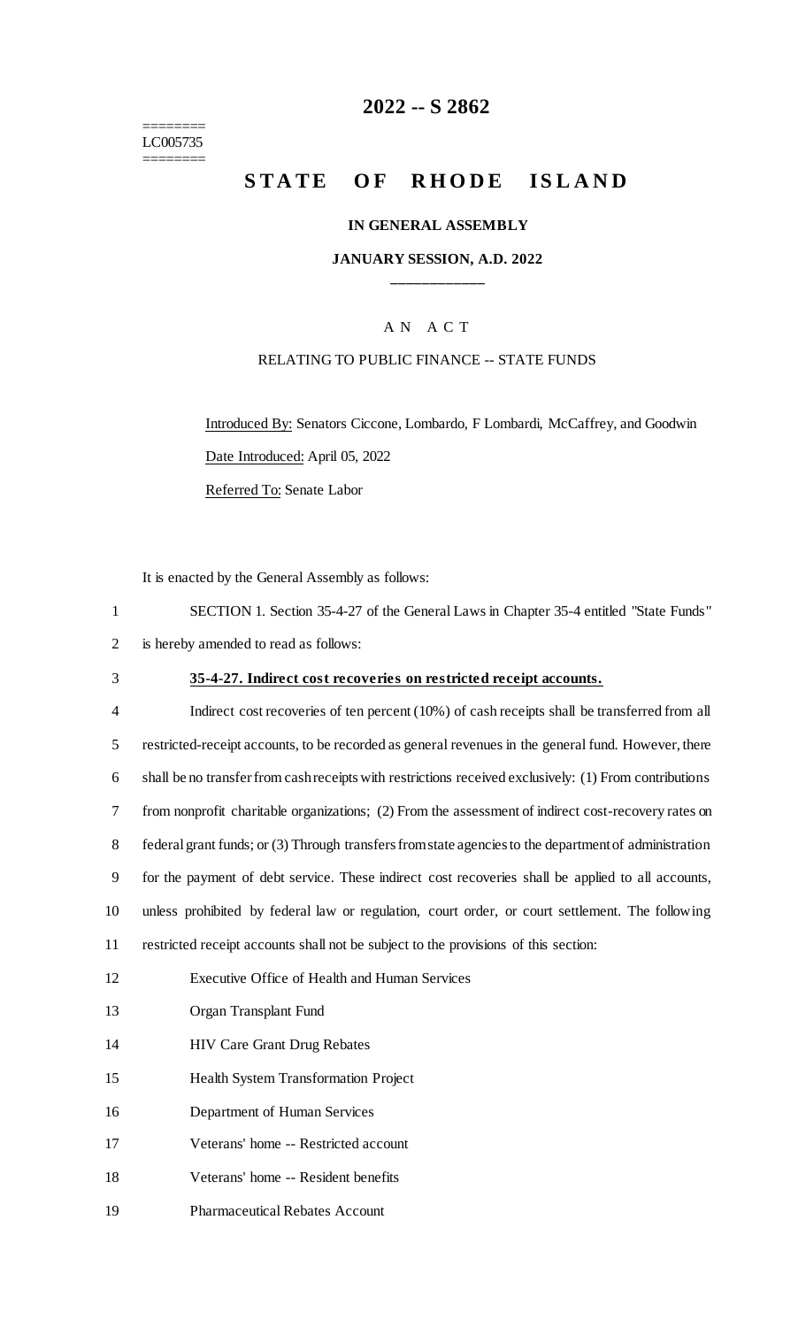========
LC005735
========

# 2022 -- S 2862

## STATE OF RHODE ISLAND

### IN GENERAL ASSEMBLY

### JANUARY SESSION, A.D. 2022

---

AN ACT

RELATING TO PUBLIC FINANCE -- STATE FUNDS

Introduced By: Senators Ciccone, Lombardo, F Lombardi, McCaffrey, and Goodwin

Date Introduced: April 05, 2022

Referred To: Senate Labor

It is enacted by the General Assembly as follows:

1 SECTION 1. Section 35-4-27 of the General Laws in Chapter 35-4 entitled "State Funds"
2 is hereby amended to read as follows:

3 **35-4-27. Indirect cost recoveries on restricted receipt accounts.**

4 Indirect cost recoveries of ten percent (10%) of cash receipts shall be transferred from all
5 restricted-receipt accounts, to be recorded as general revenues in the general fund. However, there
6 shall be no transfer from cash receipts with restrictions received exclusively: (1) From contributions
7 from nonprofit charitable organizations; (2) From the assessment of indirect cost-recovery rates on
8 federal grant funds; or (3) Through transfers from state agencies to the department of administration
9 for the payment of debt service. These indirect cost recoveries shall be applied to all accounts,
10 unless prohibited by federal law or regulation, court order, or court settlement. The following
11 restricted receipt accounts shall not be subject to the provisions of this section:

12 Executive Office of Health and Human Services

13 Organ Transplant Fund

14 HIV Care Grant Drug Rebates

15 Health System Transformation Project

16 Department of Human Services

17 Veterans' home -- Restricted account

18 Veterans' home -- Resident benefits

19 Pharmaceutical Rebates Account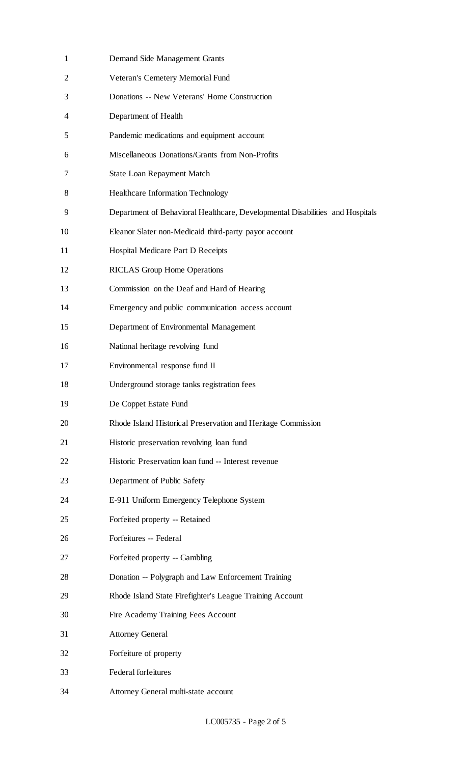Demand Side Management Grants

Veteran's Cemetery Memorial Fund

Donations -- New Veterans' Home Construction

Department of Health

Pandemic medications and equipment account

Miscellaneous Donations/Grants from Non-Profits

State Loan Repayment Match

Healthcare Information Technology

Department of Behavioral Healthcare, Developmental Disabilities and Hospitals

Eleanor Slater non-Medicaid third-party payor account

Hospital Medicare Part D Receipts

RICLAS Group Home Operations

Commission on the Deaf and Hard of Hearing

Emergency and public communication access account

Department of Environmental Management

National heritage revolving fund

Environmental response fund II

Underground storage tanks registration fees

De Coppet Estate Fund

Rhode Island Historical Preservation and Heritage Commission

Historic preservation revolving loan fund

Historic Preservation loan fund -- Interest revenue

Department of Public Safety

E-911 Uniform Emergency Telephone System

Forfeited property -- Retained

Forfeitures -- Federal

Forfeited property -- Gambling

Donation -- Polygraph and Law Enforcement Training

Rhode Island State Firefighter's League Training Account

Fire Academy Training Fees Account

Attorney General

Forfeiture of property

Federal forfeitures

Attorney General multi-state account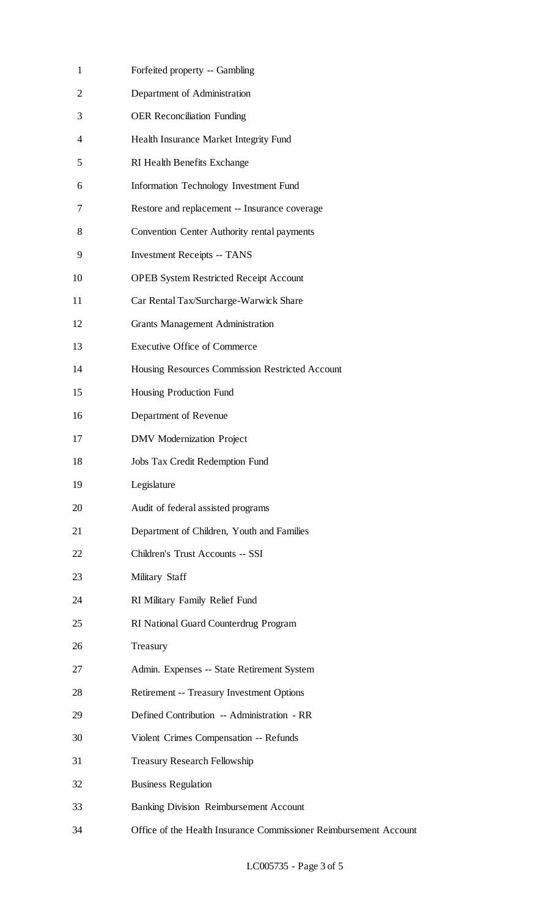Forfeited property -- Gambling

Department of Administration

OER Reconciliation Funding

Health Insurance Market Integrity Fund

RI Health Benefits Exchange

Information Technology Investment Fund

Restore and replacement -- Insurance coverage

Convention Center Authority rental payments

Investment Receipts -- TANS

OPEB System Restricted Receipt Account

Car Rental Tax/Surcharge-Warwick Share

Grants Management Administration

Executive Office of Commerce

Housing Resources Commission Restricted Account

Housing Production Fund

Department of Revenue

DMV Modernization Project

Jobs Tax Credit Redemption Fund

Legislature

Audit of federal assisted programs

Department of Children, Youth and Families

Children's Trust Accounts -- SSI

Military Staff

RI Military Family Relief Fund

RI National Guard Counterdrug Program

Treasury

Admin. Expenses -- State Retirement System

Retirement -- Treasury Investment Options

Defined Contribution -- Administration - RR

Violent Crimes Compensation -- Refunds

Treasury Research Fellowship

Business Regulation

Banking Division Reimbursement Account

Office of the Health Insurance Commissioner Reimbursement Account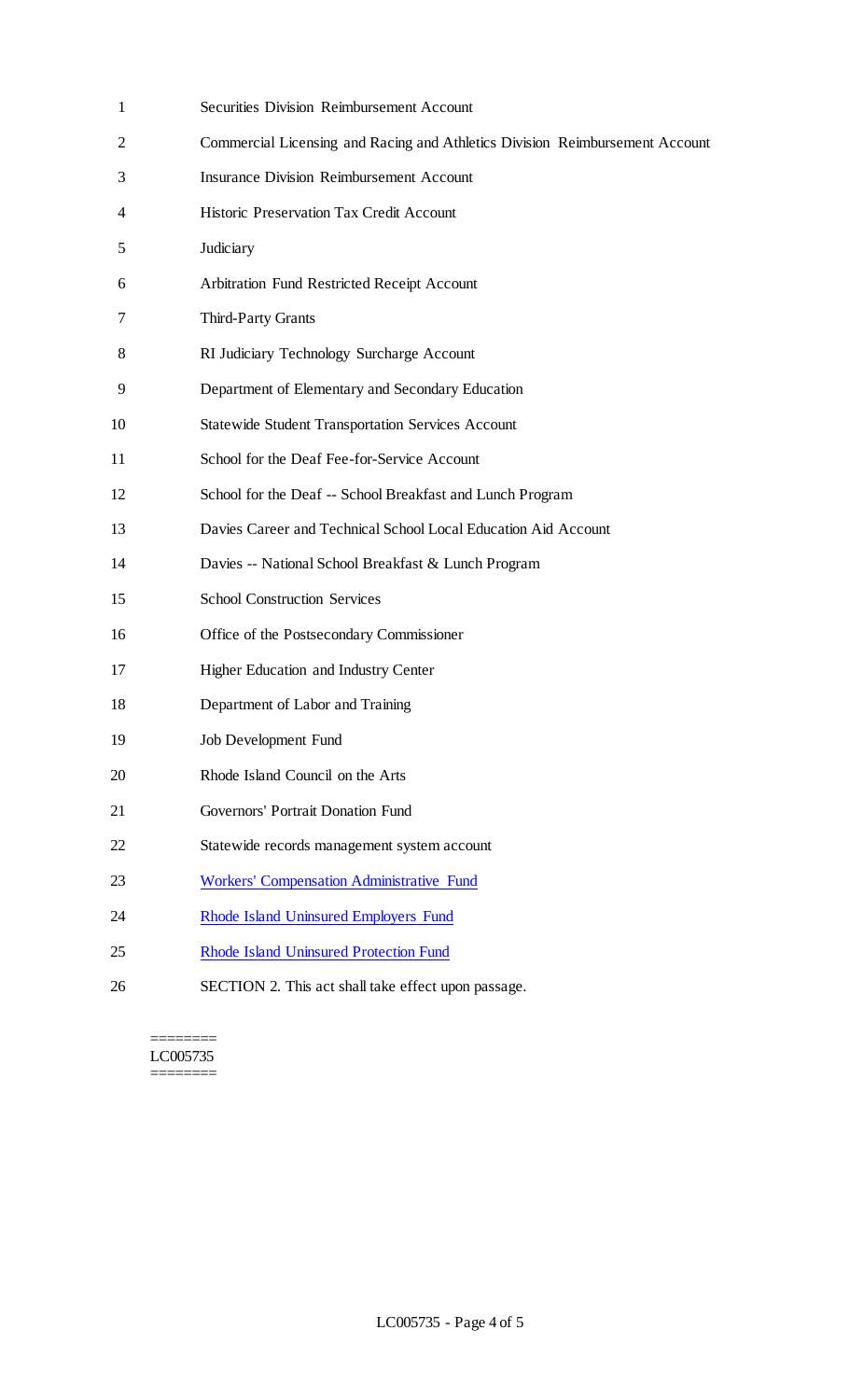Securities Division Reimbursement Account

Commercial Licensing and Racing and Athletics Division Reimbursement Account

Insurance Division Reimbursement Account

Historic Preservation Tax Credit Account

Judiciary

Arbitration Fund Restricted Receipt Account

Third-Party Grants

RI Judiciary Technology Surcharge Account

Department of Elementary and Secondary Education

Statewide Student Transportation Services Account

School for the Deaf Fee-for-Service Account

School for the Deaf -- School Breakfast and Lunch Program

Davies Career and Technical School Local Education Aid Account

Davies -- National School Breakfast & Lunch Program

School Construction Services

Office of the Postsecondary Commissioner

Higher Education and Industry Center

Department of Labor and Training

Job Development Fund

Rhode Island Council on the Arts

Governors' Portrait Donation Fund

Statewide records management system account

Workers' Compensation Administrative Fund

Rhode Island Uninsured Employers Fund

Rhode Island Uninsured Protection Fund

SECTION 2. This act shall take effect upon passage.

========
LC005735
========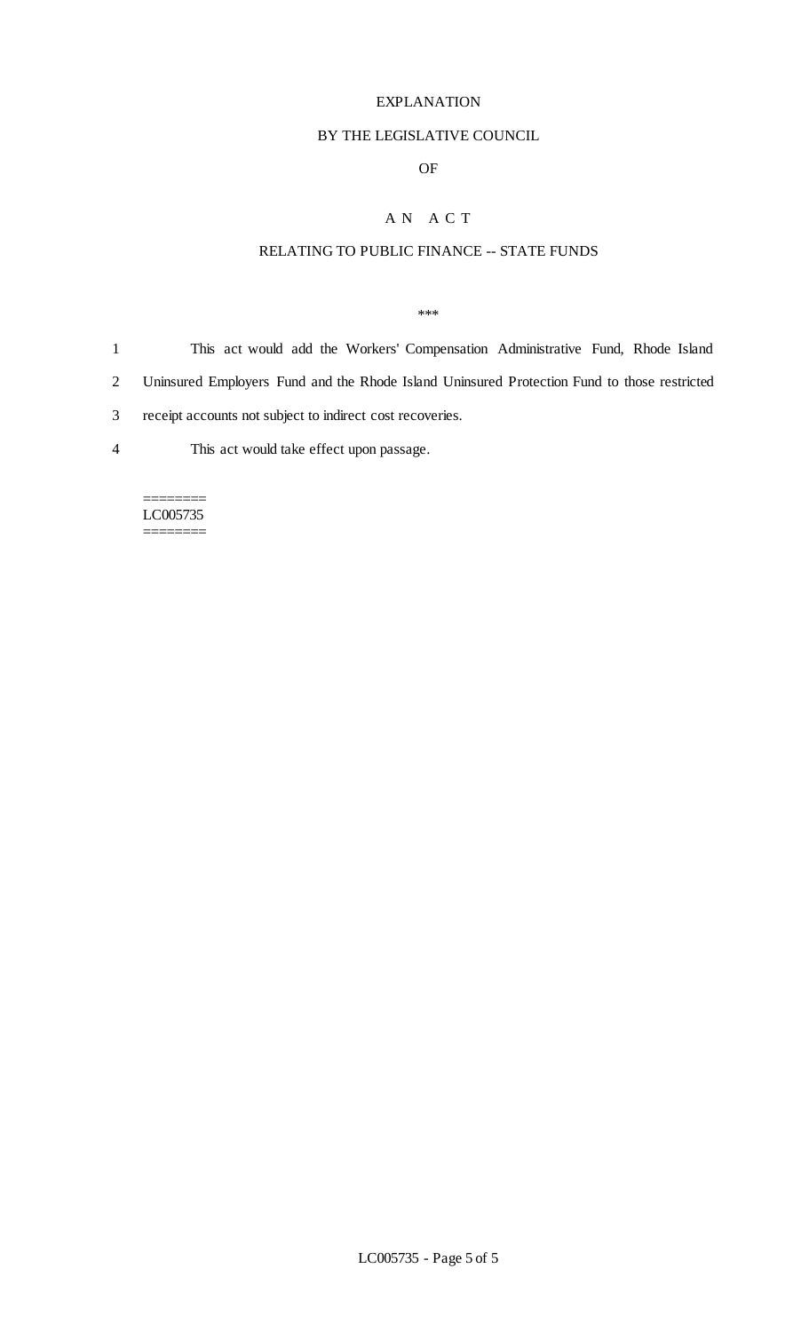EXPLANATION

BY THE LEGISLATIVE COUNCIL

OF

A N A C T

RELATING TO PUBLIC FINANCE -- STATE FUNDS

\*\*\*

This act would add the Workers' Compensation Administrative Fund, Rhode Island Uninsured Employers Fund and the Rhode Island Uninsured Protection Fund to those restricted receipt accounts not subject to indirect cost recoveries.

This act would take effect upon passage.

========
LC005735
========